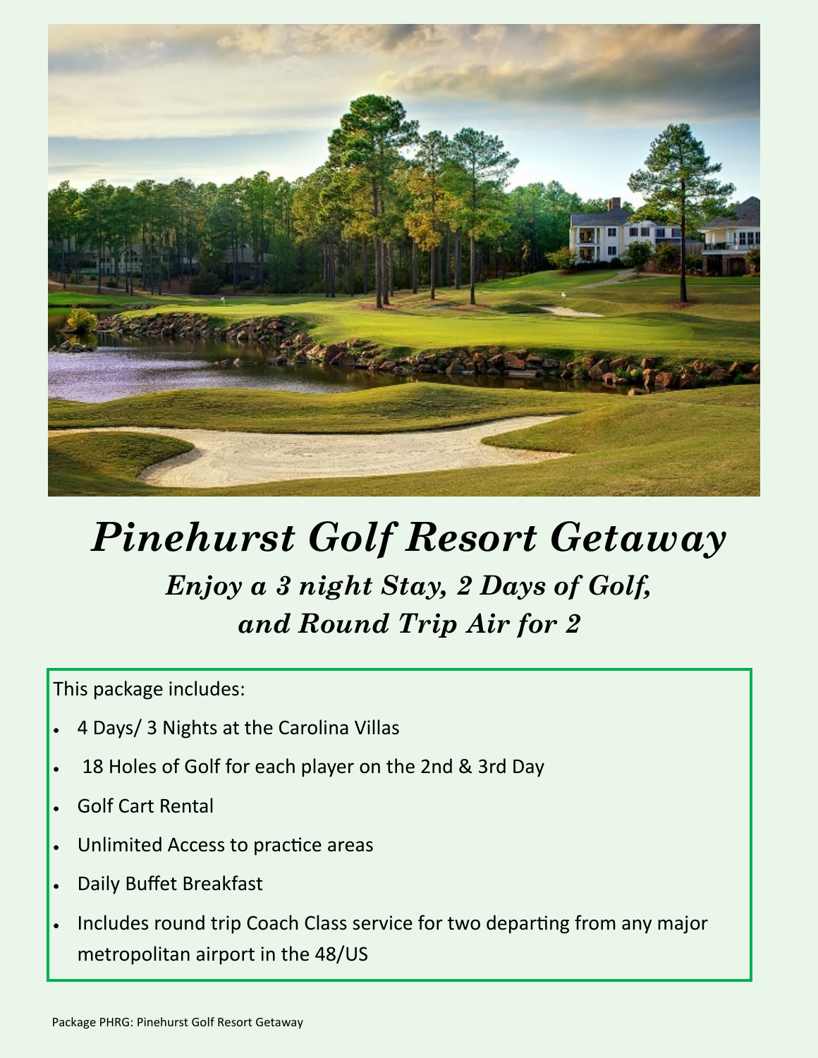# *Pinehurst Golf Resort Getaway*

## *Enjoy a 3 night Stay, 2 Days of Golf, and Round Trip Air for 2*

This package includes:

- 4 Days/ 3 Nights at the Carolina Villas
- 18 Holes of Golf for each player on the 2nd & 3rd Day
- Golf Cart Rental
- Unlimited Access to practice areas
- Daily Buffet Breakfast
- Includes round trip Coach Class service for two departing from any major metropolitan airport in the 48/US

Package PHRG: Pinehurst Golf Resort Getaway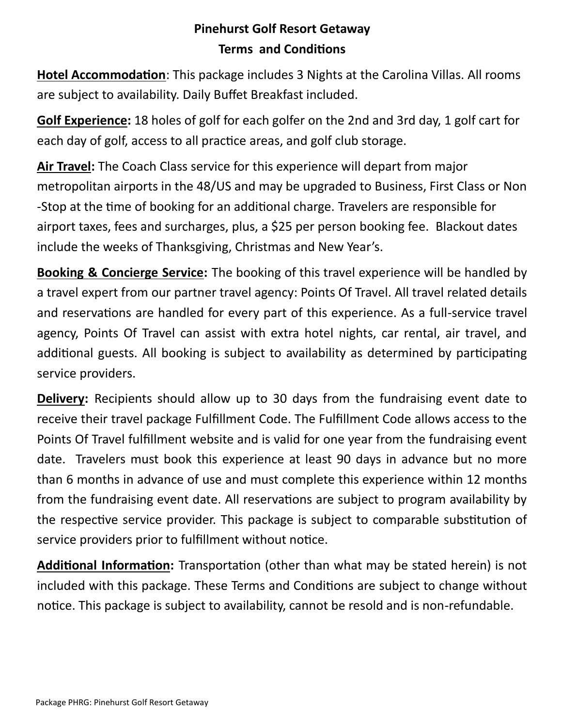# Pinehurst Golf Resort Getaway

## Terms and Conditions

**Hotel Accommodation**: This package includes 3 Nights at the Carolina Villas. All rooms are subject to availability. Daily Buffet Breakfast included.

**Golf Experience:** 18 holes of golf for each golfer on the 2nd and 3rd day, 1 golf cart for each day of golf, access to all practice areas, and golf club storage.

**Air Travel:** The Coach Class service for this experience will depart from major metropolitan airports in the 48/US and may be upgraded to Business, First Class or Non-Stop at the time of booking for an additional charge. Travelers are responsible for airport taxes, fees and surcharges, plus, a $25 per person booking fee. Blackout dates include the weeks of Thanksgiving, Christmas and New Year's.

**Booking & Concierge Service:** The booking of this travel experience will be handled by a travel expert from our partner travel agency: Points Of Travel. All travel related details and reservations are handled for every part of this experience. As a full-service travel agency, Points Of Travel can assist with extra hotel nights, car rental, air travel, and additional guests. All booking is subject to availability as determined by participating service providers.

**Delivery:** Recipients should allow up to 30 days from the fundraising event date to receive their travel package Fulfillment Code. The Fulfillment Code allows access to the Points Of Travel fulfillment website and is valid for one year from the fundraising event date. Travelers must book this experience at least 90 days in advance but no more than 6 months in advance of use and must complete this experience within 12 months from the fundraising event date. All reservations are subject to program availability by the respective service provider. This package is subject to comparable substitution of service providers prior to fulfillment without notice.

**Additional Information:** Transportation (other than what may be stated herein) is not included with this package. These Terms and Conditions are subject to change without notice. This package is subject to availability, cannot be resold and is non-refundable.

Package PHRG: Pinehurst Golf Resort Getaway